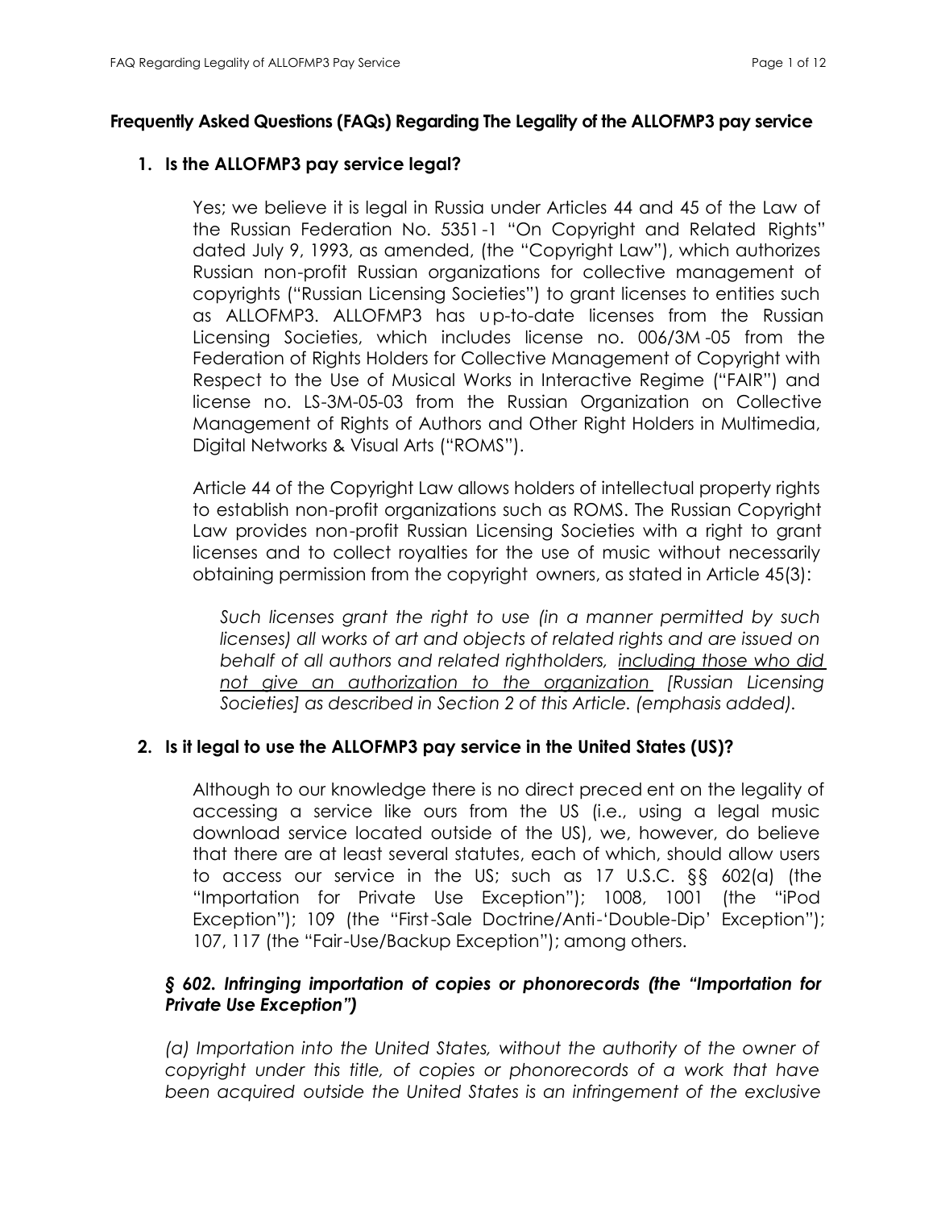## Frequently Asked Questions (FAQs) Regarding The Legality of the ALLOFMP3 pay service

### 1. Is the ALLOFMP3 pay service legal?

Yes; we believe it is legal in Russia under Articles 44 and 45 of the Law of the Russian Federation No. 5351-1 "On Copyright and Related Rights" dated July 9, 1993, as amended, (the "Copyright Law"), which authorizes Russian non-profit Russian organizations for collective management of copyrights ("Russian Licensing Societies") to grant licenses to entities such as ALLOFMP3. ALLOFMP3 has up-to-date licenses from the Russian Licensing Societies, which includes license no. 006/3M-05 from the Federation of Rights Holders for Collective Management of Copyright with Respect to the Use of Musical Works in Interactive Regime ("FAIR") and license no. LS-3M-05-03 from the Russian Organization on Collective Management of Rights of Authors and Other Right Holders in Multimedia, Digital Networks & Visual Arts ("ROMS").

Article 44 of the Copyright Law allows holders of intellectual property rights to establish non-profit organizations such as ROMS. The Russian Copyright Law provides non-profit Russian Licensing Societies with a right to grant licenses and to collect royalties for the use of music without necessarily obtaining permission from the copyright owners, as stated in Article 45(3):

> *Such licenses grant the right to use (in a manner permitted by such licenses) all works of art and objects of related rights and are issued on behalf of all authors and related rightholders, <u>including those who did not give an authorization to the organization</u> [Russian Licensing Societies] as described in Section 2 of this Article. (emphasis added).*

### 2. Is it legal to use the ALLOFMP3 pay service in the United States (US)?

Although to our knowledge there is no direct precedent on the legality of accessing a service like ours from the US (i.e., using a legal music download service located outside of the US), we, however, do believe that there are at least several statutes, each of which, should allow users to access our service in the US; such as 17 U.S.C. §§ 602(a) (the "Importation for Private Use Exception"); 1008, 1001 (the "iPod Exception"); 109 (the "First-Sale Doctrine/Anti-'Double-Dip' Exception"); 107, 117 (the "Fair-Use/Backup Exception"); among others.

***§ 602. Infringing importation of copies or phonorecords (the "Importation for Private Use Exception")***

*(a) Importation into the United States, without the authority of the owner of copyright under this title, of copies or phonorecords of a work that have been acquired outside the United States is an infringement of the exclusive*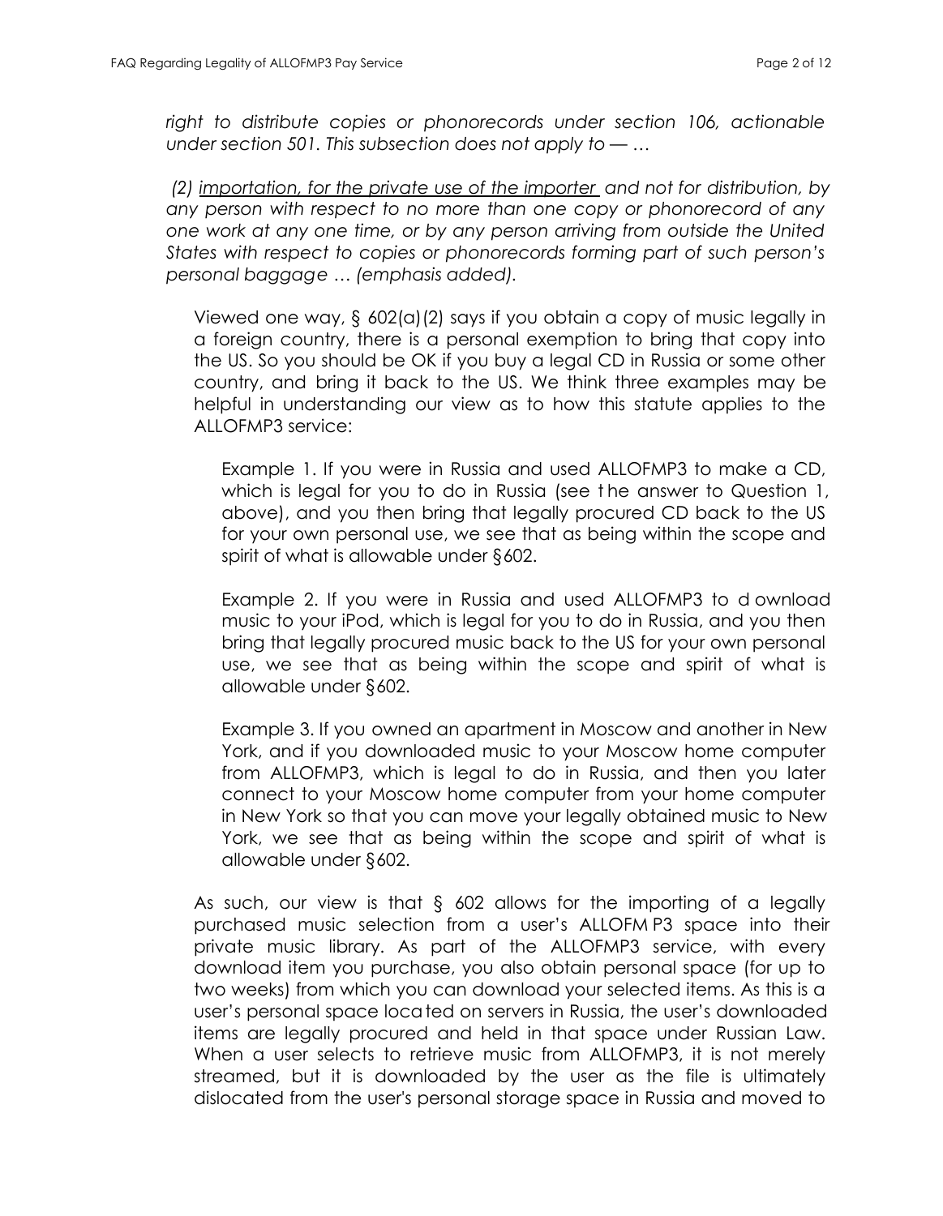*right to distribute copies or phonorecords under section 106, actionable under section 501. This subsection does not apply to — …*

*(2) <u>importation, for the private use of the importer</u> and not for distribution, by any person with respect to no more than one copy or phonorecord of any one work at any one time, or by any person arriving from outside the United States with respect to copies or phonorecords forming part of such person's personal baggage … (emphasis added).*

Viewed one way, § 602(a)(2) says if you obtain a copy of music legally in a foreign country, there is a personal exemption to bring that copy into the US. So you should be OK if you buy a legal CD in Russia or some other country, and bring it back to the US. We think three examples may be helpful in understanding our view as to how this statute applies to the ALLOFMP3 service:

Example 1. If you were in Russia and used ALLOFMP3 to make a CD, which is legal for you to do in Russia (see the answer to Question 1, above), and you then bring that legally procured CD back to the US for your own personal use, we see that as being within the scope and spirit of what is allowable under §602.

Example 2. If you were in Russia and used ALLOFMP3 to download music to your iPod, which is legal for you to do in Russia, and you then bring that legally procured music back to the US for your own personal use, we see that as being within the scope and spirit of what is allowable under §602.

Example 3. If you owned an apartment in Moscow and another in New York, and if you downloaded music to your Moscow home computer from ALLOFMP3, which is legal to do in Russia, and then you later connect to your Moscow home computer from your home computer in New York so that you can move your legally obtained music to New York, we see that as being within the scope and spirit of what is allowable under §602.

As such, our view is that § 602 allows for the importing of a legally purchased music selection from a user's ALLOFMP3 space into their private music library. As part of the ALLOFMP3 service, with every download item you purchase, you also obtain personal space (for up to two weeks) from which you can download your selected items. As this is a user's personal space located on servers in Russia, the user's downloaded items are legally procured and held in that space under Russian Law. When a user selects to retrieve music from ALLOFMP3, it is not merely streamed, but it is downloaded by the user as the file is ultimately dislocated from the user's personal storage space in Russia and moved to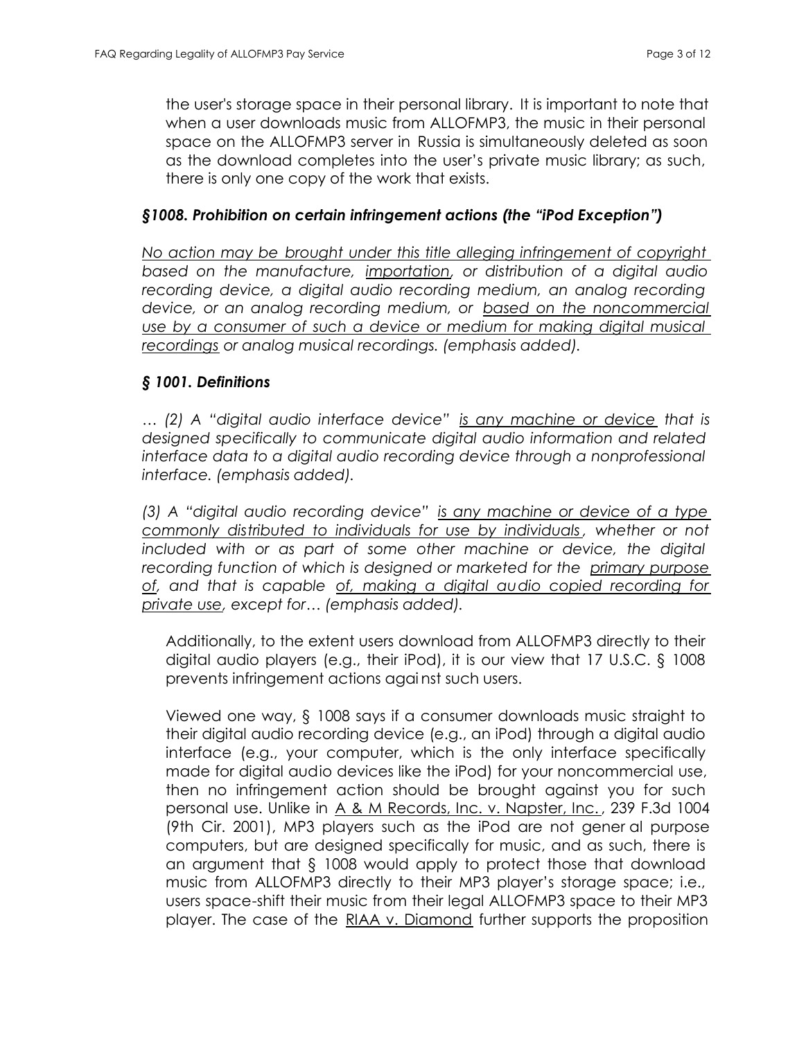the user's storage space in their personal library. It is important to note that when a user downloads music from ALLOFMP3, the music in their personal space on the ALLOFMP3 server in Russia is simultaneously deleted as soon as the download completes into the user's private music library; as such, there is only one copy of the work that exists.

### *§1008. Prohibition on certain infringement actions (the "iPod Exception")*

*No action may be brought under this title alleging infringement of copyright based on the manufacture, importation, or distribution of a digital audio recording device, a digital audio recording medium, an analog recording device, or an analog recording medium, or based on the noncommercial use by a consumer of such a device or medium for making digital musical recordings or analog musical recordings. (emphasis added).*

### *§ 1001. Definitions*

*… (2) A "digital audio interface device" is any machine or device that is designed specifically to communicate digital audio information and related interface data to a digital audio recording device through a nonprofessional interface. (emphasis added).*

*(3) A "digital audio recording device" is any machine or device of a type commonly distributed to individuals for use by individuals, whether or not included with or as part of some other machine or device, the digital recording function of which is designed or marketed for the primary purpose of, and that is capable of, making a digital audio copied recording for private use, except for… (emphasis added).*

Additionally, to the extent users download from ALLOFMP3 directly to their digital audio players (e.g., their iPod), it is our view that 17 U.S.C. § 1008 prevents infringement actions against such users.

Viewed one way, § 1008 says if a consumer downloads music straight to their digital audio recording device (e.g., an iPod) through a digital audio interface (e.g., your computer, which is the only interface specifically made for digital audio devices like the iPod) for your noncommercial use, then no infringement action should be brought against you for such personal use. Unlike in A & M Records, Inc. v. Napster, Inc., 239 F.3d 1004 (9th Cir. 2001), MP3 players such as the iPod are not general purpose computers, but are designed specifically for music, and as such, there is an argument that § 1008 would apply to protect those that download music from ALLOFMP3 directly to their MP3 player's storage space; i.e., users space-shift their music from their legal ALLOFMP3 space to their MP3 player. The case of the RIAA v. Diamond further supports the proposition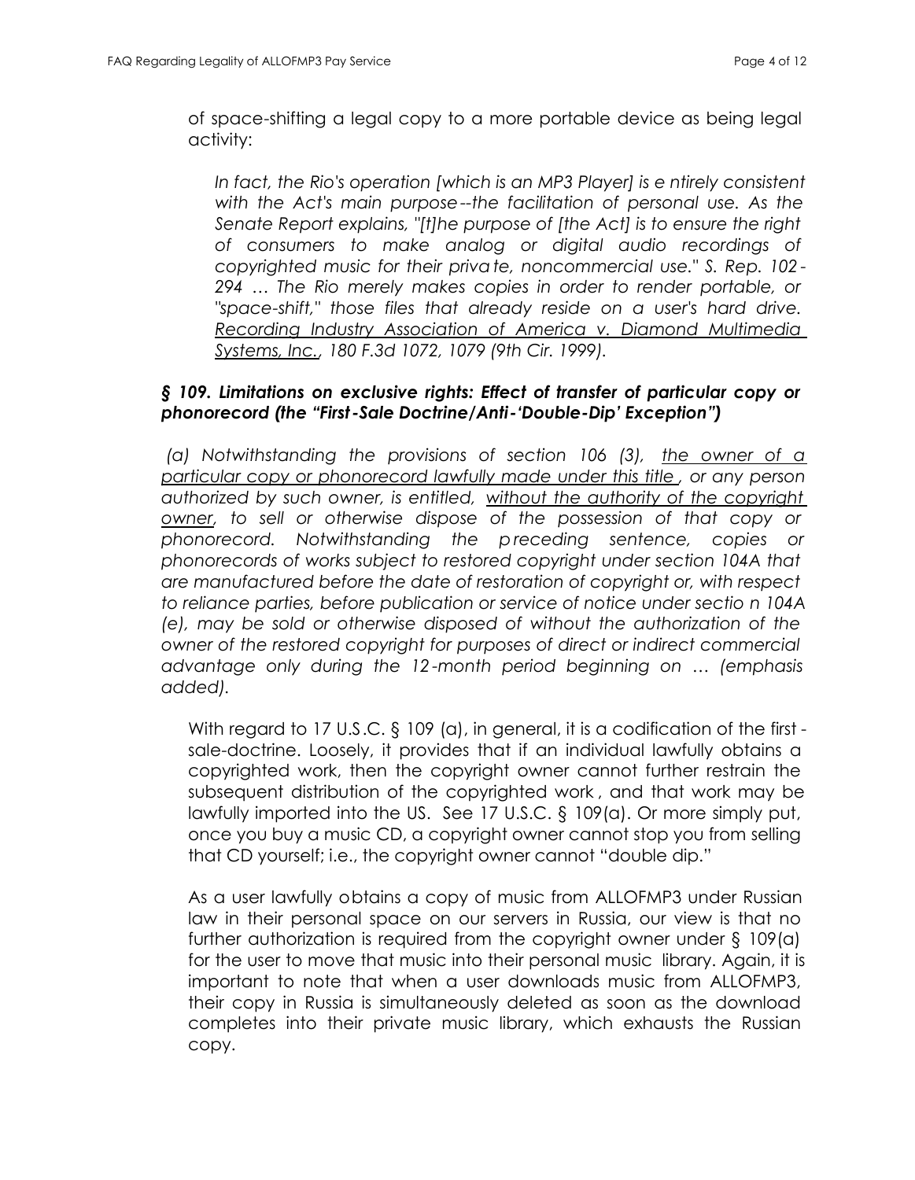of space-shifting a legal copy to a more portable device as being legal activity:

> *In fact, the Rio's operation [which is an MP3 Player] is entirely consistent with the Act's main purpose--the facilitation of personal use. As the Senate Report explains, "[t]he purpose of [the Act] is to ensure the right of consumers to make analog or digital audio recordings of copyrighted music for their private, noncommercial use." S. Rep. 102-294 … The Rio merely makes copies in order to render portable, or "space-shift," those files that already reside on a user's hard drive. <u>Recording Industry Association of America v. Diamond Multimedia Systems, Inc.</u>, 180 F.3d 1072, 1079 (9th Cir. 1999).*

### *§ 109. Limitations on exclusive rights: Effect of transfer of particular copy or phonorecord (the "First-Sale Doctrine/Anti-'Double-Dip' Exception")*

*(a) Notwithstanding the provisions of section 106 (3), <u>the owner of a particular copy or phonorecord lawfully made under this title</u>, or any person authorized by such owner, is entitled, <u>without the authority of the copyright owner</u>, to sell or otherwise dispose of the possession of that copy or phonorecord. Notwithstanding the preceding sentence, copies or phonorecords of works subject to restored copyright under section 104A that are manufactured before the date of restoration of copyright or, with respect to reliance parties, before publication or service of notice under section 104A (e), may be sold or otherwise disposed of without the authorization of the owner of the restored copyright for purposes of direct or indirect commercial advantage only during the 12-month period beginning on … (emphasis added).*

With regard to 17 U.S.C. § 109 (a), in general, it is a codification of the first-sale-doctrine. Loosely, it provides that if an individual lawfully obtains a copyrighted work, then the copyright owner cannot further restrain the subsequent distribution of the copyrighted work, and that work may be lawfully imported into the US. See 17 U.S.C. § 109(a). Or more simply put, once you buy a music CD, a copyright owner cannot stop you from selling that CD yourself; i.e., the copyright owner cannot "double dip."

As a user lawfully obtains a copy of music from ALLOFMP3 under Russian law in their personal space on our servers in Russia, our view is that no further authorization is required from the copyright owner under § 109(a) for the user to move that music into their personal music library. Again, it is important to note that when a user downloads music from ALLOFMP3, their copy in Russia is simultaneously deleted as soon as the download completes into their private music library, which exhausts the Russian copy.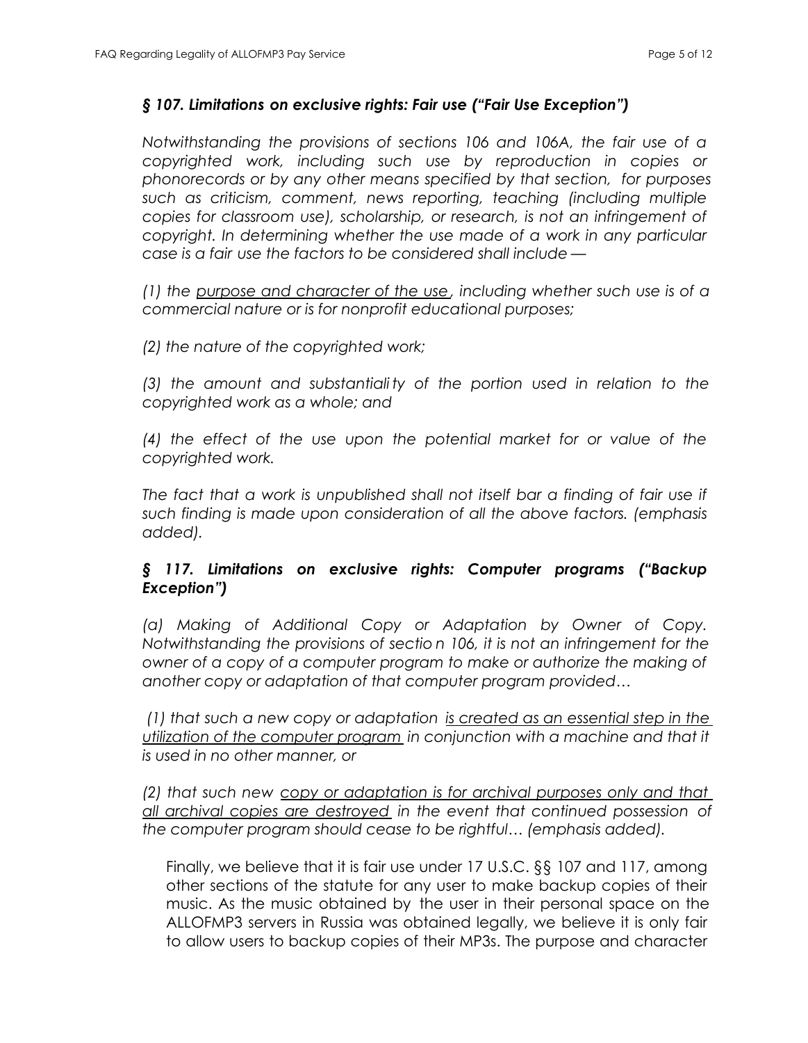### *§ 107. Limitations on exclusive rights: Fair use ("Fair Use Exception")*

*Notwithstanding the provisions of sections 106 and 106A, the fair use of a copyrighted work, including such use by reproduction in copies or phonorecords or by any other means specified by that section, for purposes such as criticism, comment, news reporting, teaching (including multiple copies for classroom use), scholarship, or research, is not an infringement of copyright. In determining whether the use made of a work in any particular case is a fair use the factors to be considered shall include —*

*(1) the <u>purpose and character of the use</u>, including whether such use is of a commercial nature or is for nonprofit educational purposes;*

*(2) the nature of the copyrighted work;*

*(3) the amount and substantiality of the portion used in relation to the copyrighted work as a whole; and*

*(4) the effect of the use upon the potential market for or value of the copyrighted work.*

*The fact that a work is unpublished shall not itself bar a finding of fair use if such finding is made upon consideration of all the above factors. (emphasis added).*

### *§ 117. Limitations on exclusive rights: Computer programs ("Backup Exception")*

*(a) Making of Additional Copy or Adaptation by Owner of Copy. Notwithstanding the provisions of section 106, it is not an infringement for the owner of a copy of a computer program to make or authorize the making of another copy or adaptation of that computer program provided…*

*(1) that such a new copy or adaptation <u>is created as an essential step in the utilization of the computer program</u> in conjunction with a machine and that it is used in no other manner, or*

*(2) that such new <u>copy or adaptation is for archival purposes only and that all archival copies are destroyed</u> in the event that continued possession of the computer program should cease to be rightful… (emphasis added).*

Finally, we believe that it is fair use under 17 U.S.C. §§ 107 and 117, among other sections of the statute for any user to make backup copies of their music. As the music obtained by the user in their personal space on the ALLOFMP3 servers in Russia was obtained legally, we believe it is only fair to allow users to backup copies of their MP3s. The purpose and character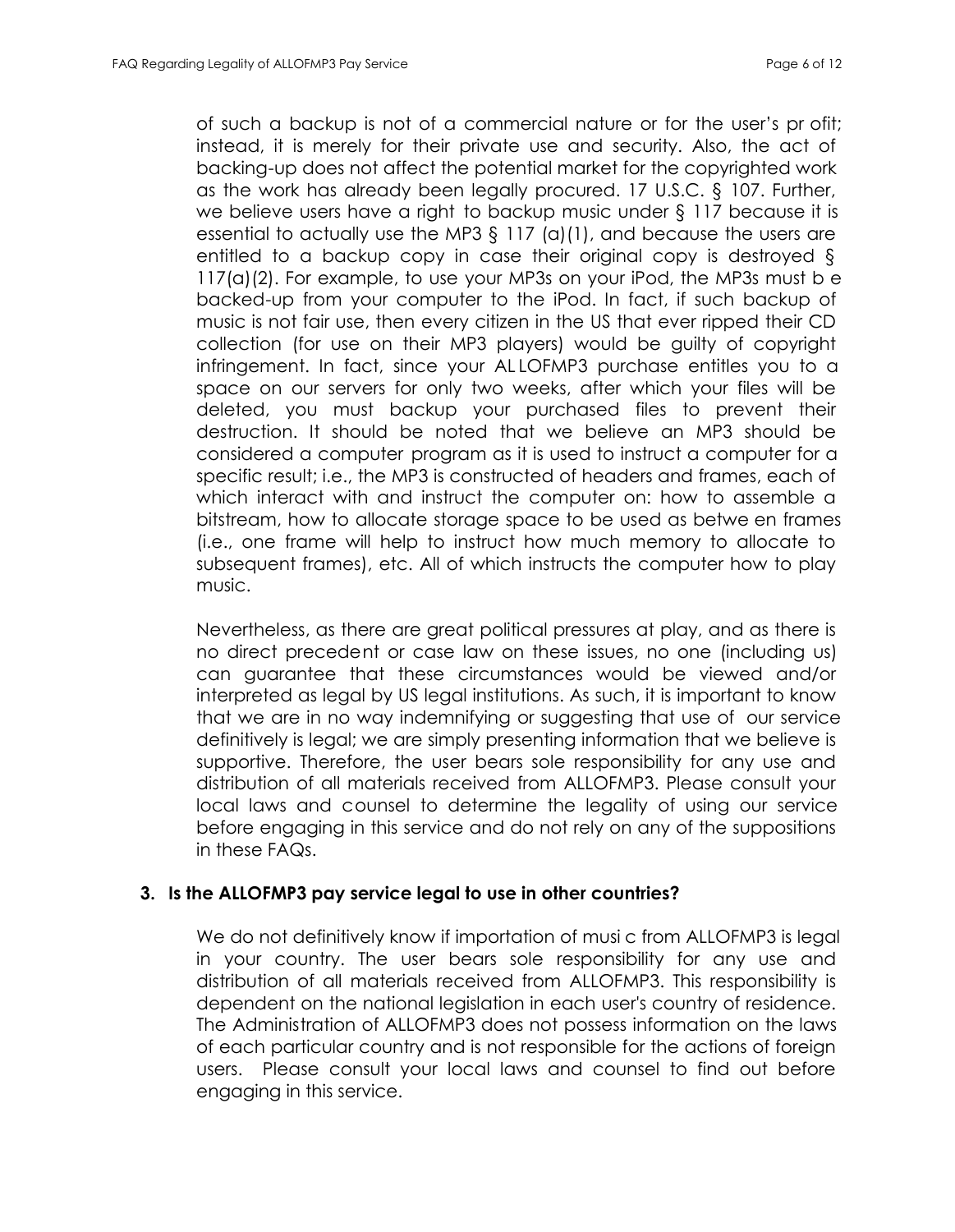of such a backup is not of a commercial nature or for the user's profit; instead, it is merely for their private use and security. Also, the act of backing-up does not affect the potential market for the copyrighted work as the work has already been legally procured. 17 U.S.C. § 107. Further, we believe users have a right to backup music under § 117 because it is essential to actually use the MP3 § 117 (a)(1), and because the users are entitled to a backup copy in case their original copy is destroyed § 117(a)(2). For example, to use your MP3s on your iPod, the MP3s must be backed-up from your computer to the iPod. In fact, if such backup of music is not fair use, then every citizen in the US that ever ripped their CD collection (for use on their MP3 players) would be guilty of copyright infringement. In fact, since your ALLOFMP3 purchase entitles you to a space on our servers for only two weeks, after which your files will be deleted, you must backup your purchased files to prevent their destruction. It should be noted that we believe an MP3 should be considered a computer program as it is used to instruct a computer for a specific result; i.e., the MP3 is constructed of headers and frames, each of which interact with and instruct the computer on: how to assemble a bitstream, how to allocate storage space to be used as between frames (i.e., one frame will help to instruct how much memory to allocate to subsequent frames), etc. All of which instructs the computer how to play music.

Nevertheless, as there are great political pressures at play, and as there is no direct precedent or case law on these issues, no one (including us) can guarantee that these circumstances would be viewed and/or interpreted as legal by US legal institutions. As such, it is important to know that we are in no way indemnifying or suggesting that use of our service definitively is legal; we are simply presenting information that we believe is supportive. Therefore, the user bears sole responsibility for any use and distribution of all materials received from ALLOFMP3. Please consult your local laws and counsel to determine the legality of using our service before engaging in this service and do not rely on any of the suppositions in these FAQs.

**3. Is the ALLOFMP3 pay service legal to use in other countries?**

We do not definitively know if importation of music from ALLOFMP3 is legal in your country. The user bears sole responsibility for any use and distribution of all materials received from ALLOFMP3. This responsibility is dependent on the national legislation in each user's country of residence. The Administration of ALLOFMP3 does not possess information on the laws of each particular country and is not responsible for the actions of foreign users. Please consult your local laws and counsel to find out before engaging in this service.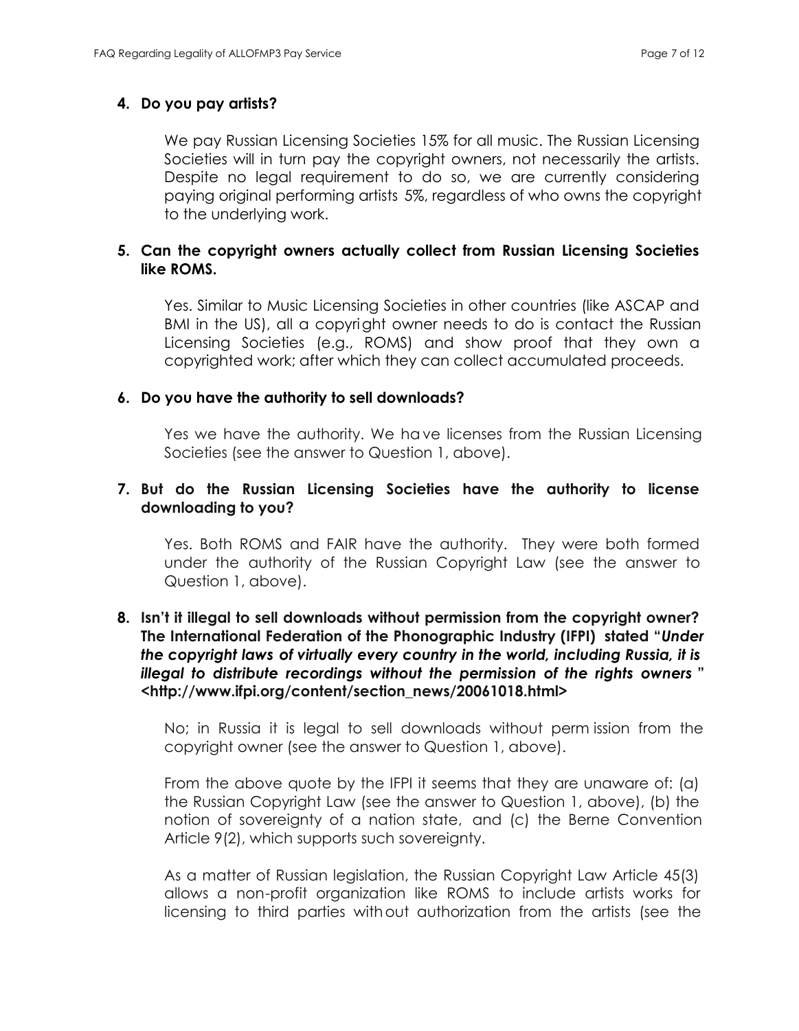**4. Do you pay artists?**

We pay Russian Licensing Societies 15% for all music. The Russian Licensing Societies will in turn pay the copyright owners, not necessarily the artists. Despite no legal requirement to do so, we are currently considering paying original performing artists 5%, regardless of who owns the copyright to the underlying work.

**5. Can the copyright owners actually collect from Russian Licensing Societies like ROMS.**

Yes. Similar to Music Licensing Societies in other countries (like ASCAP and BMI in the US), all a copyright owner needs to do is contact the Russian Licensing Societies (e.g., ROMS) and show proof that they own a copyrighted work; after which they can collect accumulated proceeds.

**6. Do you have the authority to sell downloads?**

Yes we have the authority. We have licenses from the Russian Licensing Societies (see the answer to Question 1, above).

**7. But do the Russian Licensing Societies have the authority to license downloading to you?**

Yes. Both ROMS and FAIR have the authority. They were both formed under the authority of the Russian Copyright Law (see the answer to Question 1, above).

**8. Isn't it illegal to sell downloads without permission from the copyright owner? The International Federation of the Phonographic Industry (IFPI) stated "*Under the copyright laws of virtually every country in the world, including Russia, it is illegal to distribute recordings without the permission of the rights owners* " <http://www.ifpi.org/content/section_news/20061018.html>**

No; in Russia it is legal to sell downloads without permission from the copyright owner (see the answer to Question 1, above).

From the above quote by the IFPI it seems that they are unaware of: (a) the Russian Copyright Law (see the answer to Question 1, above), (b) the notion of sovereignty of a nation state, and (c) the Berne Convention Article 9(2), which supports such sovereignty.

As a matter of Russian legislation, the Russian Copyright Law Article 45(3) allows a non-profit organization like ROMS to include artists works for licensing to third parties without authorization from the artists (see the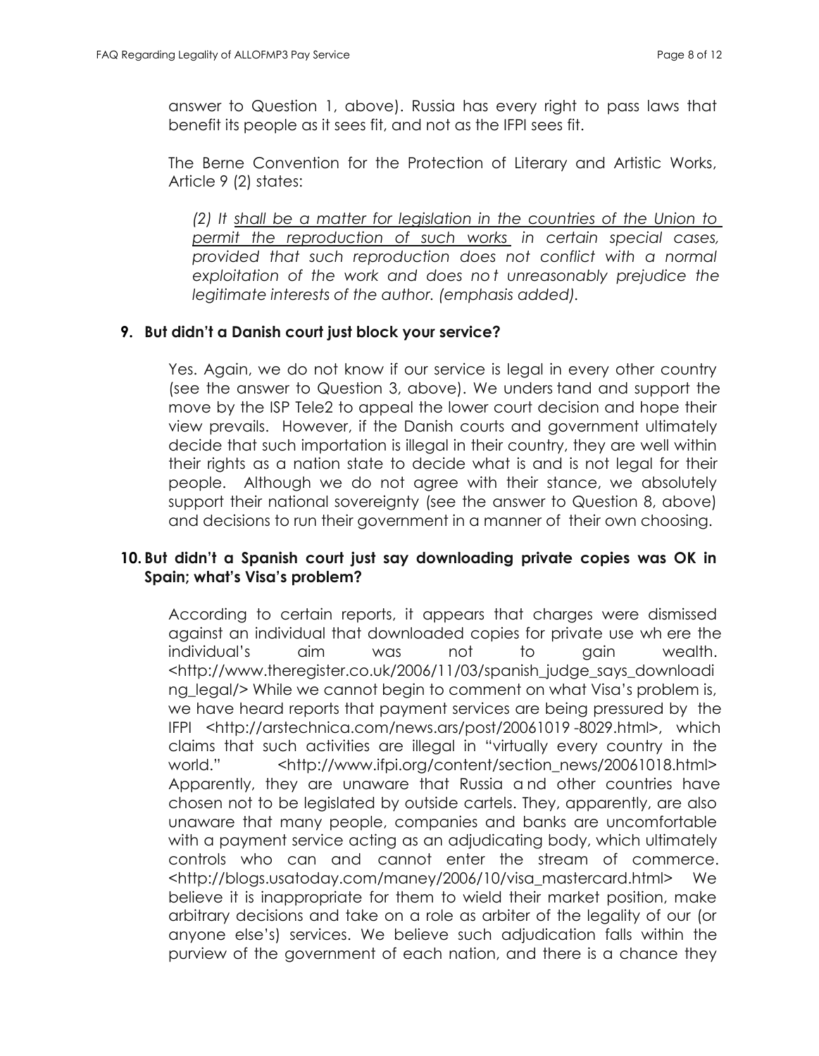answer to Question 1, above). Russia has every right to pass laws that benefit its people as it sees fit, and not as the IFPI sees fit.

The Berne Convention for the Protection of Literary and Artistic Works, Article 9 (2) states:

> *(2) It <u>shall be a matter for legislation in the countries of the Union to permit the reproduction of such works</u> in certain special cases, provided that such reproduction does not conflict with a normal exploitation of the work and does not unreasonably prejudice the legitimate interests of the author. (emphasis added).*

**9. But didn't a Danish court just block your service?**

Yes. Again, we do not know if our service is legal in every other country (see the answer to Question 3, above). We understand and support the move by the ISP Tele2 to appeal the lower court decision and hope their view prevails. However, if the Danish courts and government ultimately decide that such importation is illegal in their country, they are well within their rights as a nation state to decide what is and is not legal for their people. Although we do not agree with their stance, we absolutely support their national sovereignty (see the answer to Question 8, above) and decisions to run their government in a manner of their own choosing.

**10. But didn't a Spanish court just say downloading private copies was OK in Spain; what's Visa's problem?**

According to certain reports, it appears that charges were dismissed against an individual that downloaded copies for private use where the individual's aim was not to gain wealth. <http://www.theregister.co.uk/2006/11/03/spanish_judge_says_downloading_legal/> While we cannot begin to comment on what Visa's problem is, we have heard reports that payment services are being pressured by the IFPI <http://arstechnica.com/news.ars/post/20061019-8029.html>, which claims that such activities are illegal in "virtually every country in the world." <http://www.ifpi.org/content/section_news/20061018.html> Apparently, they are unaware that Russia and other countries have chosen not to be legislated by outside cartels. They, apparently, are also unaware that many people, companies and banks are uncomfortable with a payment service acting as an adjudicating body, which ultimately controls who can and cannot enter the stream of commerce. <http://blogs.usatoday.com/maney/2006/10/visa_mastercard.html> We believe it is inappropriate for them to wield their market position, make arbitrary decisions and take on a role as arbiter of the legality of our (or anyone else's) services. We believe such adjudication falls within the purview of the government of each nation, and there is a chance they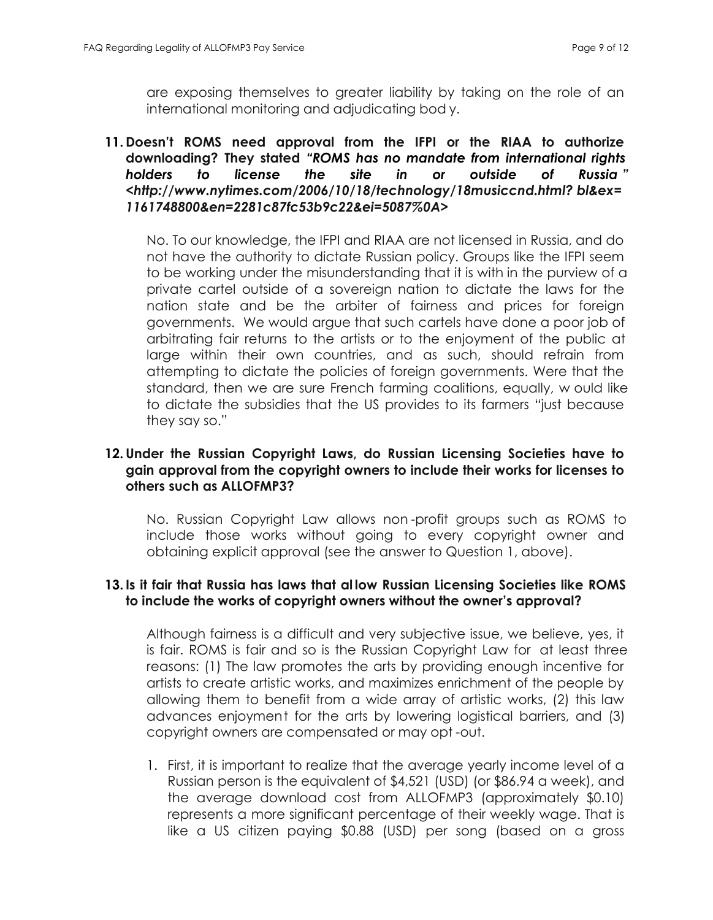are exposing themselves to greater liability by taking on the role of an international monitoring and adjudicating bod y.

**11. Doesn't ROMS need approval from the IFPI or the RIAA to authorize downloading? They stated *"ROMS has no mandate from international rights holders to license the site in or outside of Russia" <http://www.nytimes.com/2006/10/18/technology/18musiccnd.html? bl&ex=1161748800&en=2281c87fc53b9c22&ei=5087%0A>***

No. To our knowledge, the IFPI and RIAA are not licensed in Russia, and do not have the authority to dictate Russian policy. Groups like the IFPI seem to be working under the misunderstanding that it is with in the purview of a private cartel outside of a sovereign nation to dictate the laws for the nation state and be the arbiter of fairness and prices for foreign governments. We would argue that such cartels have done a poor job of arbitrating fair returns to the artists or to the enjoyment of the public at large within their own countries, and as such, should refrain from attempting to dictate the policies of foreign governments. Were that the standard, then we are sure French farming coalitions, equally, w ould like to dictate the subsidies that the US provides to its farmers "just because they say so."

**12. Under the Russian Copyright Laws, do Russian Licensing Societies have to gain approval from the copyright owners to include their works for licenses to others such as ALLOFMP3?**

No. Russian Copyright Law allows non-profit groups such as ROMS to include those works without going to every copyright owner and obtaining explicit approval (see the answer to Question 1, above).

**13. Is it fair that Russia has laws that allow Russian Licensing Societies like ROMS to include the works of copyright owners without the owner's approval?**

Although fairness is a difficult and very subjective issue, we believe, yes, it is fair. ROMS is fair and so is the Russian Copyright Law for at least three reasons: (1) The law promotes the arts by providing enough incentive for artists to create artistic works, and maximizes enrichment of the people by allowing them to benefit from a wide array of artistic works, (2) this law advances enjoyment for the arts by lowering logistical barriers, and (3) copyright owners are compensated or may opt-out.

1. First, it is important to realize that the average yearly income level of a Russian person is the equivalent of $4,521 (USD) (or $86.94 a week), and the average download cost from ALLOFMP3 (approximately $0.10) represents a more significant percentage of their weekly wage. That is like a US citizen paying $0.88 (USD) per song (based on a gross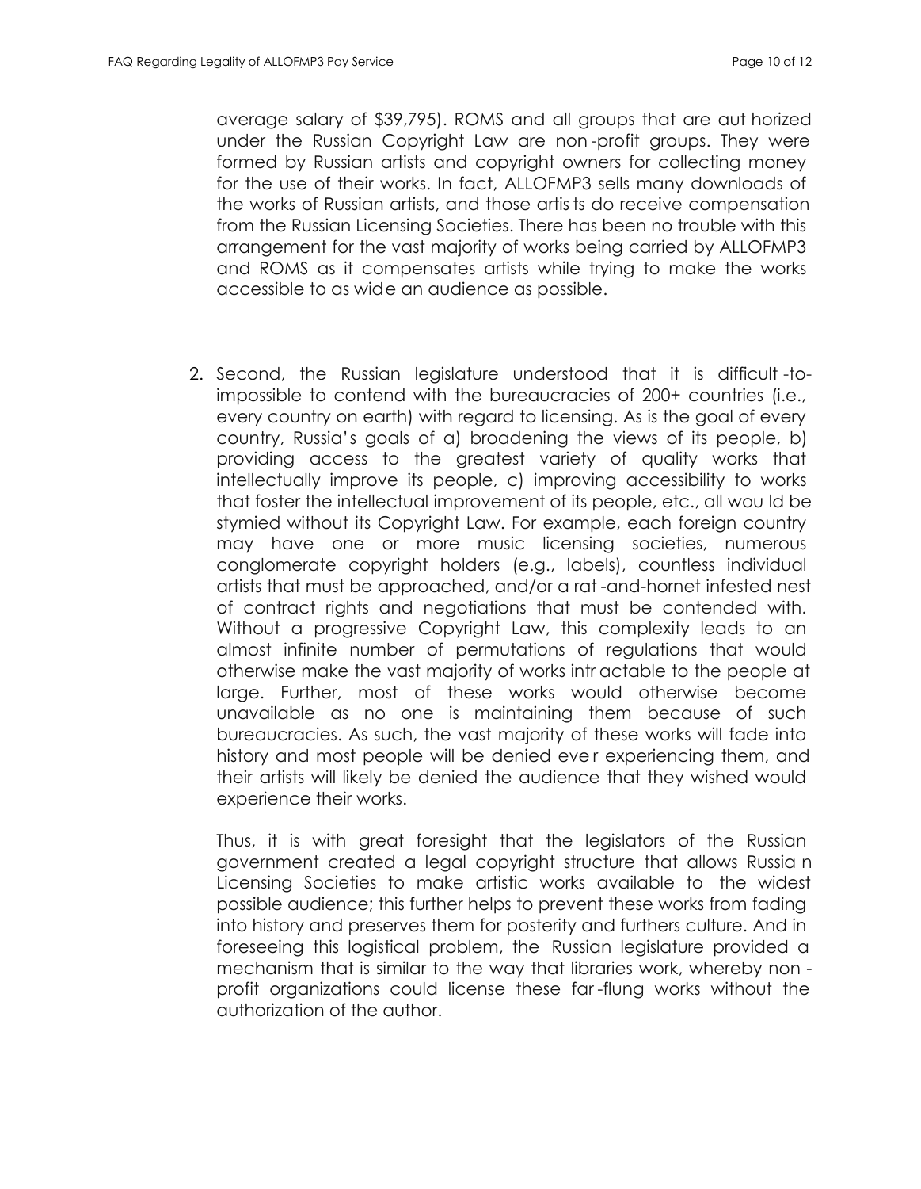average salary of $39,795). ROMS and all groups that are authorized under the Russian Copyright Law are non-profit groups. They were formed by Russian artists and copyright owners for collecting money for the use of their works. In fact, ALLOFMP3 sells many downloads of the works of Russian artists, and those artists do receive compensation from the Russian Licensing Societies. There has been no trouble with this arrangement for the vast majority of works being carried by ALLOFMP3 and ROMS as it compensates artists while trying to make the works accessible to as wide an audience as possible.

2. Second, the Russian legislature understood that it is difficult-to-impossible to contend with the bureaucracies of 200+ countries (i.e., every country on earth) with regard to licensing. As is the goal of every country, Russia's goals of a) broadening the views of its people, b) providing access to the greatest variety of quality works that intellectually improve its people, c) improving accessibility to works that foster the intellectual improvement of its people, etc., all would be stymied without its Copyright Law. For example, each foreign country may have one or more music licensing societies, numerous conglomerate copyright holders (e.g., labels), countless individual artists that must be approached, and/or a rat-and-hornet infested nest of contract rights and negotiations that must be contended with. Without a progressive Copyright Law, this complexity leads to an almost infinite number of permutations of regulations that would otherwise make the vast majority of works intractable to the people at large. Further, most of these works would otherwise become unavailable as no one is maintaining them because of such bureaucracies. As such, the vast majority of these works will fade into history and most people will be denied ever experiencing them, and their artists will likely be denied the audience that they wished would experience their works.

   Thus, it is with great foresight that the legislators of the Russian government created a legal copyright structure that allows Russian Licensing Societies to make artistic works available to the widest possible audience; this further helps to prevent these works from fading into history and preserves them for posterity and furthers culture. And in foreseeing this logistical problem, the Russian legislature provided a mechanism that is similar to the way that libraries work, whereby non-profit organizations could license these far-flung works without the authorization of the author.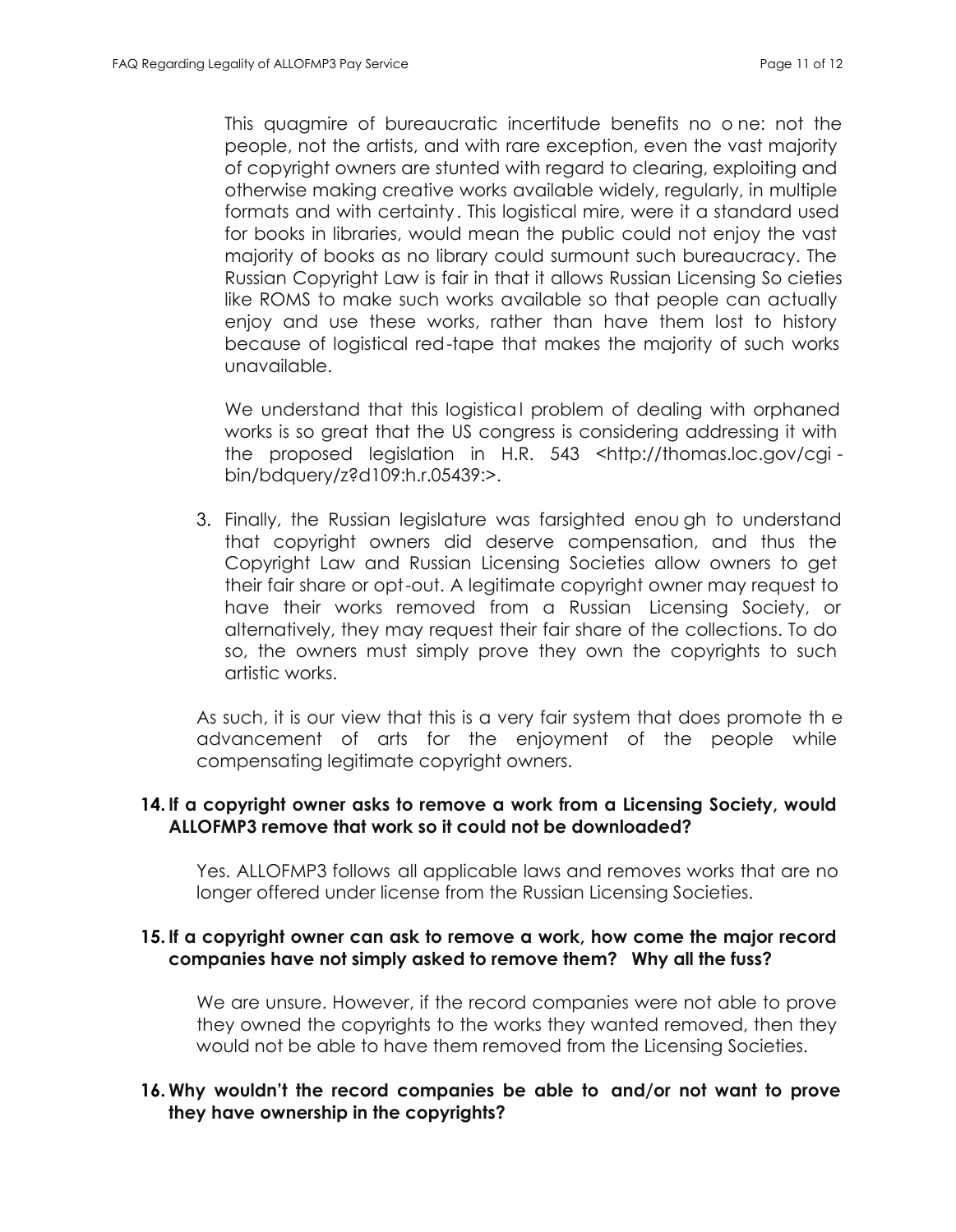This quagmire of bureaucratic incertitude benefits no one: not the people, not the artists, and with rare exception, even the vast majority of copyright owners are stunted with regard to clearing, exploiting and otherwise making creative works available widely, regularly, in multiple formats and with certainty. This logistical mire, were it a standard used for books in libraries, would mean the public could not enjoy the vast majority of books as no library could surmount such bureaucracy. The Russian Copyright Law is fair in that it allows Russian Licensing Societies like ROMS to make such works available so that people can actually enjoy and use these works, rather than have them lost to history because of logistical red-tape that makes the majority of such works unavailable.

We understand that this logistical problem of dealing with orphaned works is so great that the US congress is considering addressing it with the proposed legislation in H.R. 543 <http://thomas.loc.gov/cgi-bin/bdquery/z?d109:h.r.05439:>.

3. Finally, the Russian legislature was farsighted enough to understand that copyright owners did deserve compensation, and thus the Copyright Law and Russian Licensing Societies allow owners to get their fair share or opt-out. A legitimate copyright owner may request to have their works removed from a Russian Licensing Society, or alternatively, they may request their fair share of the collections. To do so, the owners must simply prove they own the copyrights to such artistic works.

As such, it is our view that this is a very fair system that does promote the advancement of arts for the enjoyment of the people while compensating legitimate copyright owners.

**14. If a copyright owner asks to remove a work from a Licensing Society, would ALLOFMP3 remove that work so it could not be downloaded?**

Yes. ALLOFMP3 follows all applicable laws and removes works that are no longer offered under license from the Russian Licensing Societies.

**15. If a copyright owner can ask to remove a work, how come the major record companies have not simply asked to remove them? Why all the fuss?**

We are unsure. However, if the record companies were not able to prove they owned the copyrights to the works they wanted removed, then they would not be able to have them removed from the Licensing Societies.

**16. Why wouldn't the record companies be able to and/or not want to prove they have ownership in the copyrights?**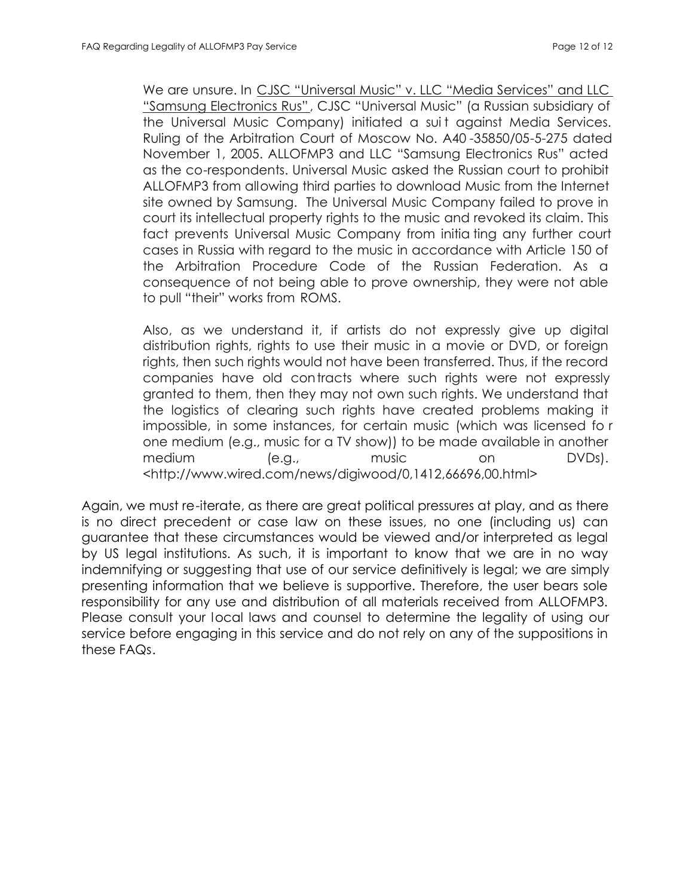We are unsure. In CJSC "Universal Music" v. LLC "Media Services" and LLC "Samsung Electronics Rus", CJSC "Universal Music" (a Russian subsidiary of the Universal Music Company) initiated a suit against Media Services. Ruling of the Arbitration Court of Moscow No. A40-35850/05-5-275 dated November 1, 2005. ALLOFMP3 and LLC "Samsung Electronics Rus" acted as the co-respondents. Universal Music asked the Russian court to prohibit ALLOFMP3 from allowing third parties to download Music from the Internet site owned by Samsung. The Universal Music Company failed to prove in court its intellectual property rights to the music and revoked its claim. This fact prevents Universal Music Company from initiating any further court cases in Russia with regard to the music in accordance with Article 150 of the Arbitration Procedure Code of the Russian Federation. As a consequence of not being able to prove ownership, they were not able to pull "their" works from ROMS.

Also, as we understand it, if artists do not expressly give up digital distribution rights, rights to use their music in a movie or DVD, or foreign rights, then such rights would not have been transferred. Thus, if the record companies have old contracts where such rights were not expressly granted to them, then they may not own such rights. We understand that the logistics of clearing such rights have created problems making it impossible, in some instances, for certain music (which was licensed for one medium (e.g., music for a TV show)) to be made available in another medium (e.g., music on DVDs). <http://www.wired.com/news/digiwood/0,1412,66696,00.html>

Again, we must re-iterate, as there are great political pressures at play, and as there is no direct precedent or case law on these issues, no one (including us) can guarantee that these circumstances would be viewed and/or interpreted as legal by US legal institutions. As such, it is important to know that we are in no way indemnifying or suggesting that use of our service definitively is legal; we are simply presenting information that we believe is supportive. Therefore, the user bears sole responsibility for any use and distribution of all materials received from ALLOFMP3. Please consult your local laws and counsel to determine the legality of using our service before engaging in this service and do not rely on any of the suppositions in these FAQs.